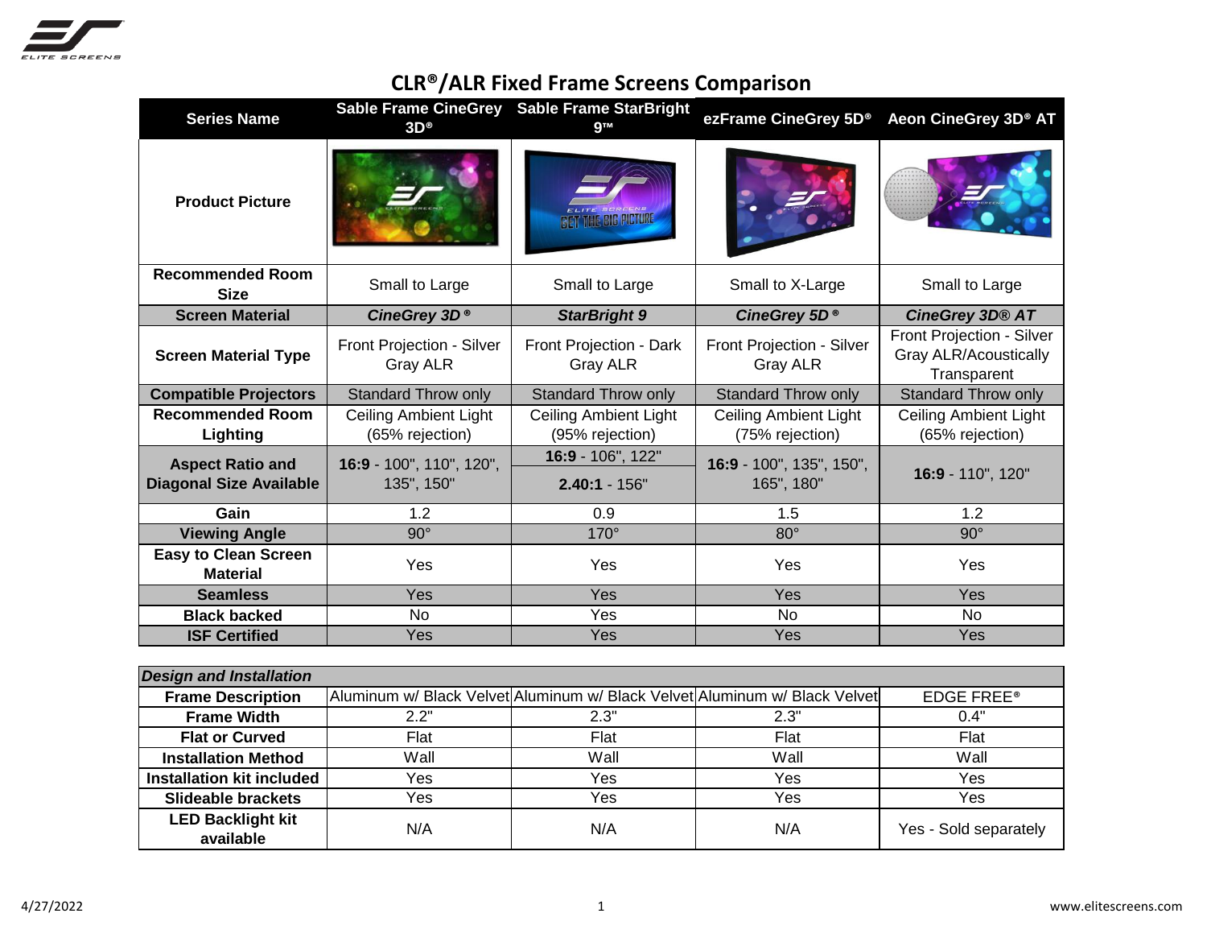# CLR®/ALR Fixed Frame Screens Comparison

| Series Name | Sable Frame CineGrey 3D® | Sable Frame StarBright 9™ | ezFrame CineGrey 5D® | Aeon CineGrey 3D® AT |
|---|---|---|---|---|
| Product Picture | | | | |
| Recommended Room Size | Small to Large | Small to Large | Small to X-Large | Small to Large |
| Screen Material | ***CineGrey 3D ®*** | ***StarBright 9*** | ***CineGrey 5D ®*** | ***CineGrey 3D® AT*** |
| Screen Material Type | Front Projection - Silver Gray ALR | Front Projection - Dark Gray ALR | Front Projection - Silver Gray ALR | Front Projection - Silver Gray ALR/Acoustically Transparent |
| Compatible Projectors | Standard Throw only | Standard Throw only | Standard Throw only | Standard Throw only |
| Recommended Room Lighting | Ceiling Ambient Light (65% rejection) | Ceiling Ambient Light (95% rejection) | Ceiling Ambient Light (75% rejection) | Ceiling Ambient Light (65% rejection) |
| Aspect Ratio and Diagonal Size Available | **16:9** - 100", 110", 120", 135", 150" | **16:9** - 106", 122"<br>**2.40:1** - 156" | **16:9** - 100", 135", 150", 165", 180" | **16:9** - 110", 120" |
| Gain | 1.2 | 0.9 | 1.5 | 1.2 |
| Viewing Angle | 90° | 170° | 80° | 90° |
| Easy to Clean Screen Material | Yes | Yes | Yes | Yes |
| Seamless | Yes | Yes | Yes | Yes |
| Black backed | No | Yes | No | No |
| ISF Certified | Yes | Yes | Yes | Yes |

| *Design and Installation* | | | | |
|---|---|---|---|---|
| Frame Description | Aluminum w/ Black Velvet | Aluminum w/ Black Velvet | Aluminum w/ Black Velvet | EDGE FREE® |
| Frame Width | 2.2" | 2.3" | 2.3" | 0.4" |
| Flat or Curved | Flat | Flat | Flat | Flat |
| Installation Method | Wall | Wall | Wall | Wall |
| Installation kit included | Yes | Yes | Yes | Yes |
| Slideable brackets | Yes | Yes | Yes | Yes |
| LED Backlight kit available | N/A | N/A | N/A | Yes - Sold separately |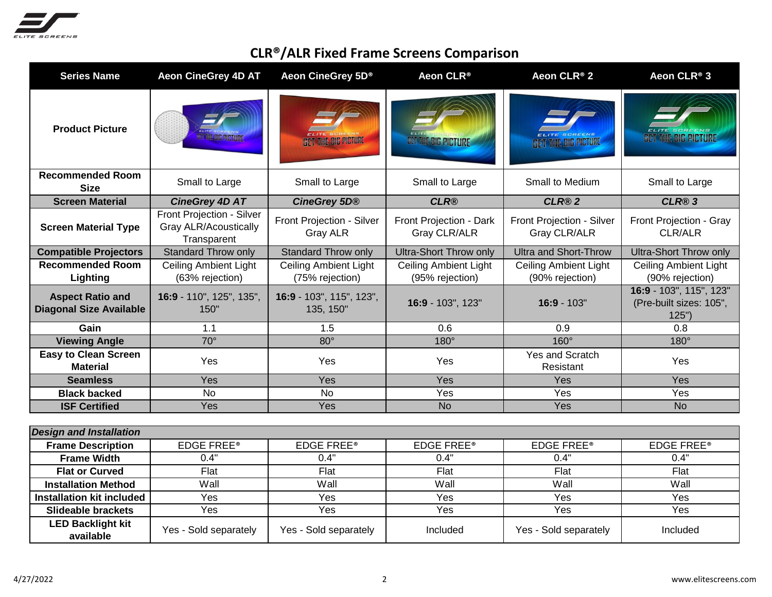# CLR®/ALR Fixed Frame Screens Comparison

| Series Name | Aeon CineGrey 4D AT | Aeon CineGrey 5D® | Aeon CLR® | Aeon CLR® 2 | Aeon CLR® 3 |
|---|---|---|---|---|---|
| **Product Picture** | | | | | |
| **Recommended Room Size** | Small to Large | Small to Large | Small to Large | Small to Medium | Small to Large |
| **Screen Material** | ***CineGrey 4D AT*** | ***CineGrey 5D®*** | ***CLR®*** | ***CLR® 2*** | ***CLR® 3*** |
| **Screen Material Type** | Front Projection - Silver Gray ALR/Acoustically Transparent | Front Projection - Silver Gray ALR | Front Projection - Dark Gray CLR/ALR | Front Projection - Silver Gray CLR/ALR | Front Projection - Gray CLR/ALR |
| **Compatible Projectors** | Standard Throw only | Standard Throw only | Ultra-Short Throw only | Ultra and Short-Throw | Ultra-Short Throw only |
| **Recommended Room Lighting** | Ceiling Ambient Light (63% rejection) | Ceiling Ambient Light (75% rejection) | Ceiling Ambient Light (95% rejection) | Ceiling Ambient Light (90% rejection) | Ceiling Ambient Light (90% rejection) |
| **Aspect Ratio and Diagonal Size Available** | **16:9** - 110", 125", 135", 150" | **16:9** - 103", 115", 123", 135, 150" | **16:9** - 103", 123" | **16:9** - 103" | **16:9** - 103", 115", 123" (Pre-built sizes: 105", 125") |
| **Gain** | 1.1 | 1.5 | 0.6 | 0.9 | 0.8 |
| **Viewing Angle** | 70° | 80° | 180° | 160° | 180° |
| **Easy to Clean Screen Material** | Yes | Yes | Yes | Yes and Scratch Resistant | Yes |
| **Seamless** | Yes | Yes | Yes | Yes | Yes |
| **Black backed** | No | No | Yes | Yes | Yes |
| **ISF Certified** | Yes | Yes | No | Yes | No |

| *Design and Installation* | | | | | |
|---|---|---|---|---|---|
| **Frame Description** | EDGE FREE® | EDGE FREE® | EDGE FREE® | EDGE FREE® | EDGE FREE® |
| **Frame Width** | 0.4" | 0.4" | 0.4" | 0.4" | 0.4" |
| **Flat or Curved** | Flat | Flat | Flat | Flat | Flat |
| **Installation Method** | Wall | Wall | Wall | Wall | Wall |
| **Installation kit included** | Yes | Yes | Yes | Yes | Yes |
| **Slideable brackets** | Yes | Yes | Yes | Yes | Yes |
| **LED Backlight kit available** | Yes - Sold separately | Yes - Sold separately | Included | Yes - Sold separately | Included |

4/27/2022

www.elitescreens.com